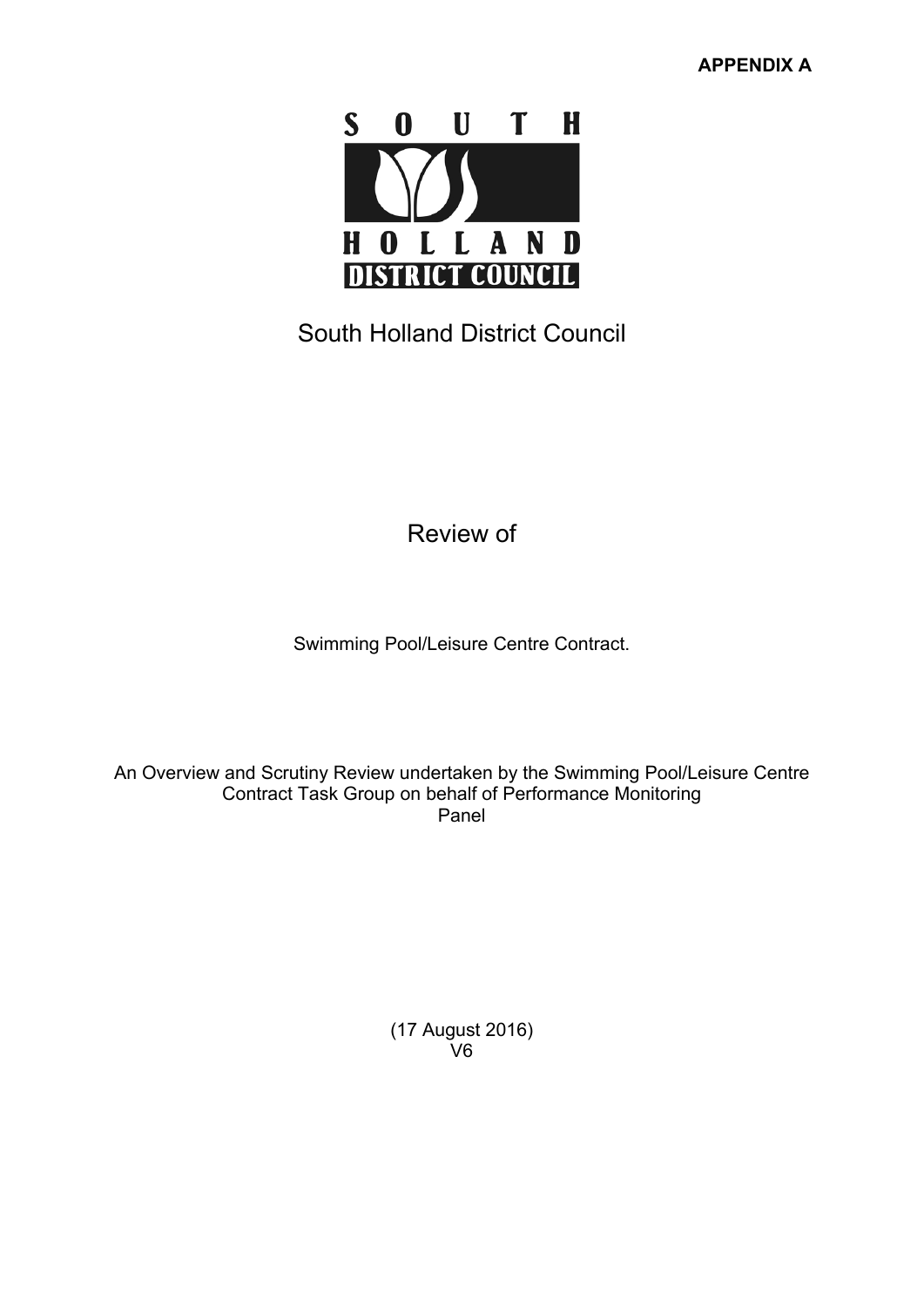**APPENDIX A**

SOUTH HOLLAND DISTRICT COUNCIL

# South Holland District Council

## Review of

Swimming Pool/Leisure Centre Contract.

An Overview and Scrutiny Review undertaken by the Swimming Pool/Leisure Centre Contract Task Group on behalf of Performance Monitoring Panel

(17 August 2016)
V6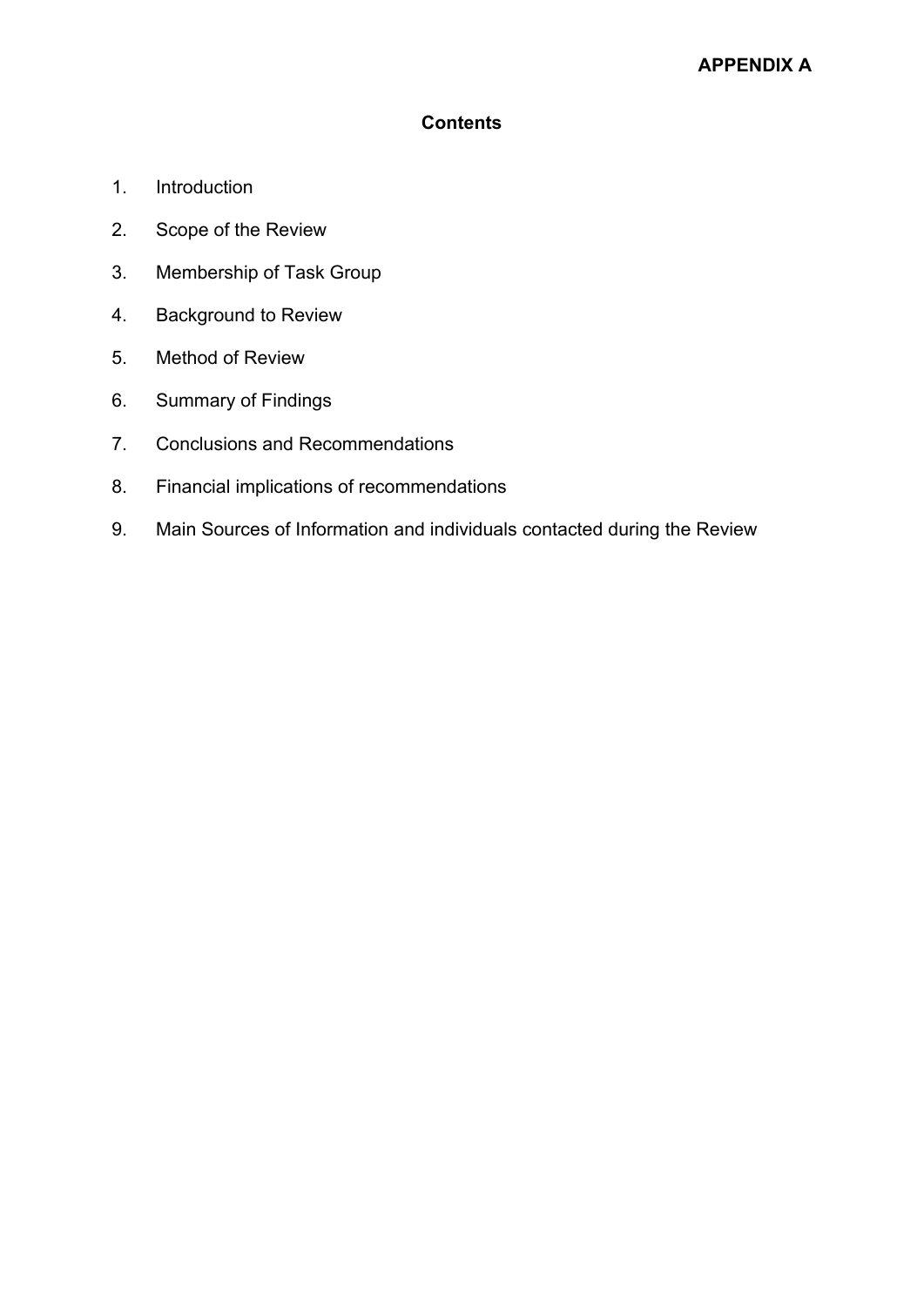**APPENDIX A**

## Contents

1. Introduction
2. Scope of the Review
3. Membership of Task Group
4. Background to Review
5. Method of Review
6. Summary of Findings
7. Conclusions and Recommendations
8. Financial implications of recommendations
9. Main Sources of Information and individuals contacted during the Review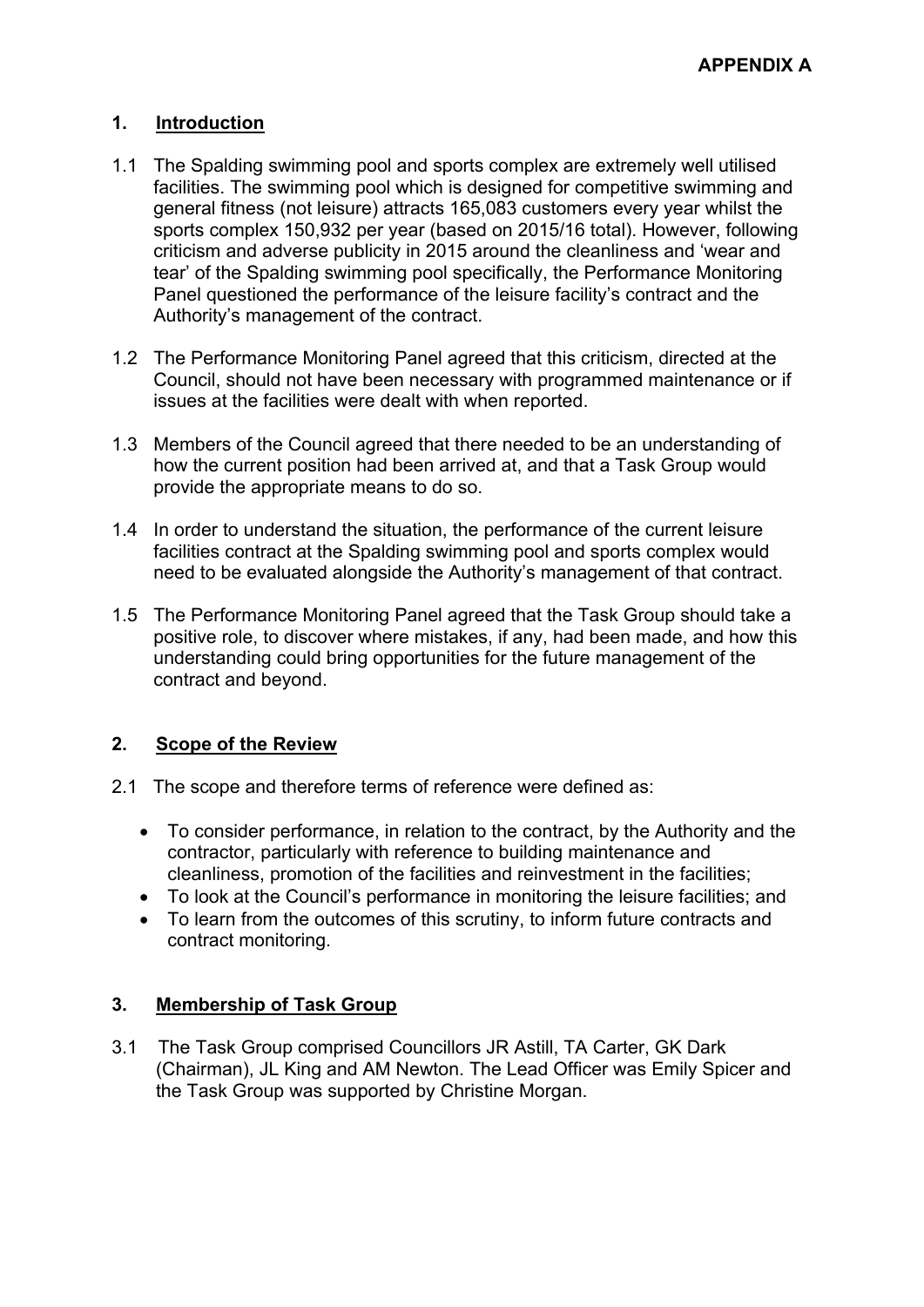**APPENDIX A**

## 1. Introduction

1.1 The Spalding swimming pool and sports complex are extremely well utilised facilities. The swimming pool which is designed for competitive swimming and general fitness (not leisure) attracts 165,083 customers every year whilst the sports complex 150,932 per year (based on 2015/16 total). However, following criticism and adverse publicity in 2015 around the cleanliness and 'wear and tear' of the Spalding swimming pool specifically, the Performance Monitoring Panel questioned the performance of the leisure facility's contract and the Authority's management of the contract.

1.2 The Performance Monitoring Panel agreed that this criticism, directed at the Council, should not have been necessary with programmed maintenance or if issues at the facilities were dealt with when reported.

1.3 Members of the Council agreed that there needed to be an understanding of how the current position had been arrived at, and that a Task Group would provide the appropriate means to do so.

1.4 In order to understand the situation, the performance of the current leisure facilities contract at the Spalding swimming pool and sports complex would need to be evaluated alongside the Authority's management of that contract.

1.5 The Performance Monitoring Panel agreed that the Task Group should take a positive role, to discover where mistakes, if any, had been made, and how this understanding could bring opportunities for the future management of the contract and beyond.

## 2. Scope of the Review

2.1 The scope and therefore terms of reference were defined as:

- To consider performance, in relation to the contract, by the Authority and the contractor, particularly with reference to building maintenance and cleanliness, promotion of the facilities and reinvestment in the facilities;
- To look at the Council's performance in monitoring the leisure facilities; and
- To learn from the outcomes of this scrutiny, to inform future contracts and contract monitoring.

## 3. Membership of Task Group

3.1 The Task Group comprised Councillors JR Astill, TA Carter, GK Dark (Chairman), JL King and AM Newton. The Lead Officer was Emily Spicer and the Task Group was supported by Christine Morgan.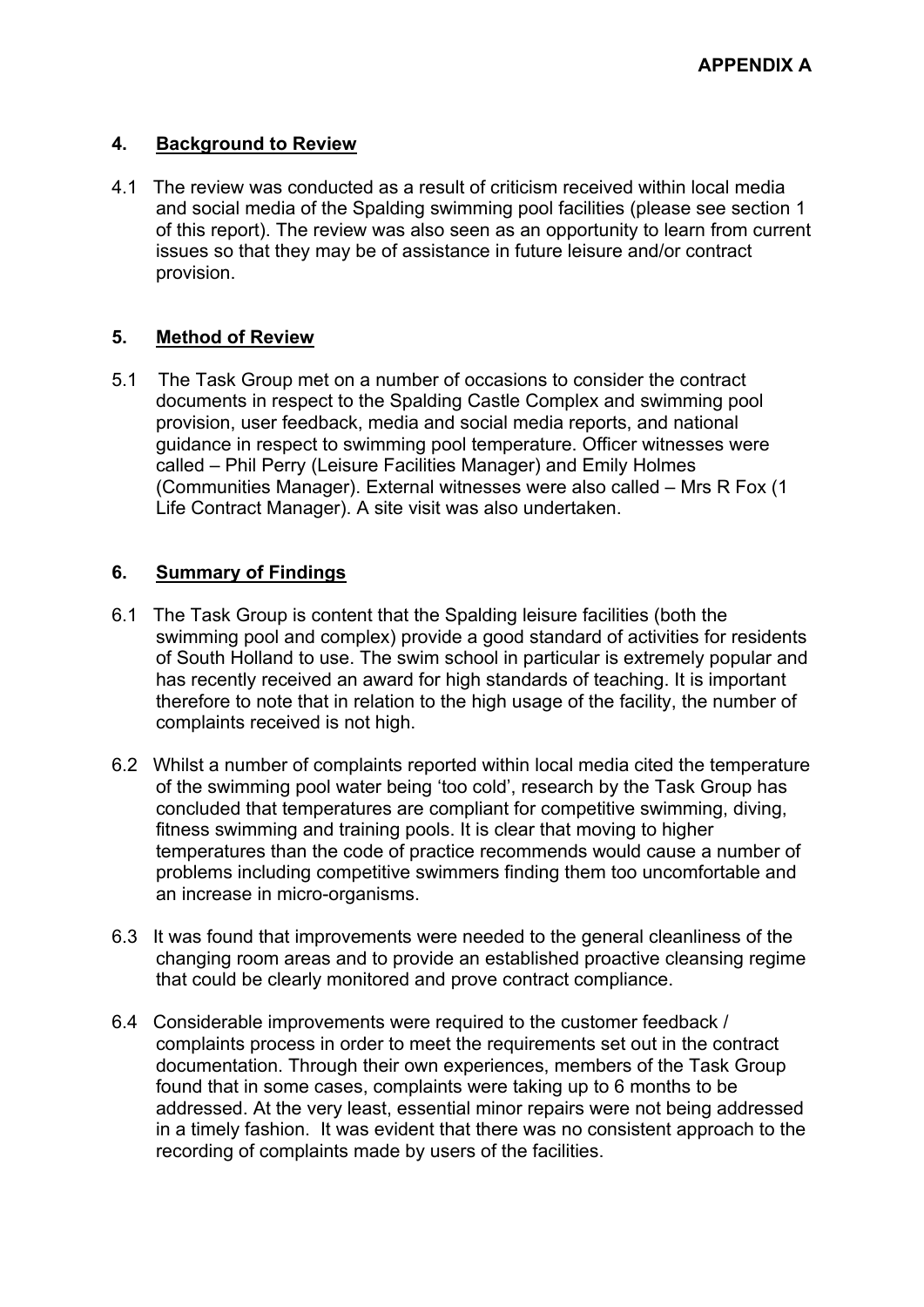**APPENDIX A**

## 4. Background to Review

4.1 The review was conducted as a result of criticism received within local media and social media of the Spalding swimming pool facilities (please see section 1 of this report). The review was also seen as an opportunity to learn from current issues so that they may be of assistance in future leisure and/or contract provision.

## 5. Method of Review

5.1 The Task Group met on a number of occasions to consider the contract documents in respect to the Spalding Castle Complex and swimming pool provision, user feedback, media and social media reports, and national guidance in respect to swimming pool temperature. Officer witnesses were called – Phil Perry (Leisure Facilities Manager) and Emily Holmes (Communities Manager). External witnesses were also called – Mrs R Fox (1 Life Contract Manager). A site visit was also undertaken.

## 6. Summary of Findings

6.1 The Task Group is content that the Spalding leisure facilities (both the swimming pool and complex) provide a good standard of activities for residents of South Holland to use. The swim school in particular is extremely popular and has recently received an award for high standards of teaching. It is important therefore to note that in relation to the high usage of the facility, the number of complaints received is not high.

6.2 Whilst a number of complaints reported within local media cited the temperature of the swimming pool water being 'too cold', research by the Task Group has concluded that temperatures are compliant for competitive swimming, diving, fitness swimming and training pools. It is clear that moving to higher temperatures than the code of practice recommends would cause a number of problems including competitive swimmers finding them too uncomfortable and an increase in micro-organisms.

6.3 It was found that improvements were needed to the general cleanliness of the changing room areas and to provide an established proactive cleansing regime that could be clearly monitored and prove contract compliance.

6.4 Considerable improvements were required to the customer feedback / complaints process in order to meet the requirements set out in the contract documentation. Through their own experiences, members of the Task Group found that in some cases, complaints were taking up to 6 months to be addressed. At the very least, essential minor repairs were not being addressed in a timely fashion. It was evident that there was no consistent approach to the recording of complaints made by users of the facilities.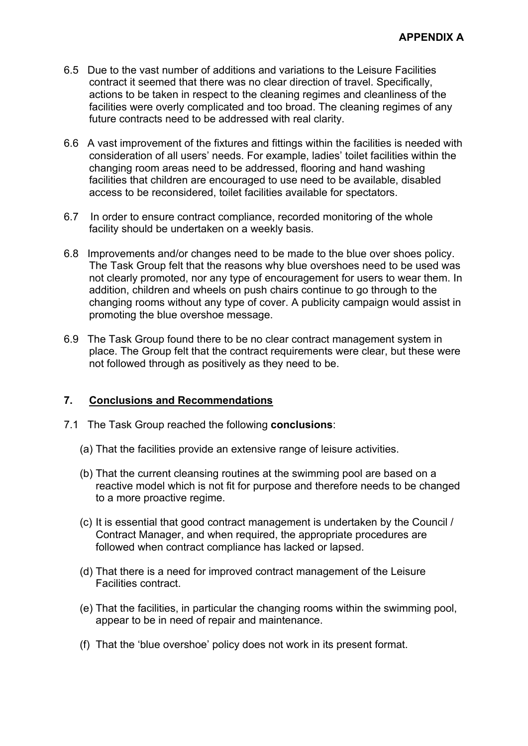**APPENDIX A**

6.5 Due to the vast number of additions and variations to the Leisure Facilities contract it seemed that there was no clear direction of travel. Specifically, actions to be taken in respect to the cleaning regimes and cleanliness of the facilities were overly complicated and too broad. The cleaning regimes of any future contracts need to be addressed with real clarity.

6.6 A vast improvement of the fixtures and fittings within the facilities is needed with consideration of all users' needs. For example, ladies' toilet facilities within the changing room areas need to be addressed, flooring and hand washing facilities that children are encouraged to use need to be available, disabled access to be reconsidered, toilet facilities available for spectators.

6.7 In order to ensure contract compliance, recorded monitoring of the whole facility should be undertaken on a weekly basis.

6.8 Improvements and/or changes need to be made to the blue over shoes policy. The Task Group felt that the reasons why blue overshoes need to be used was not clearly promoted, nor any type of encouragement for users to wear them. In addition, children and wheels on push chairs continue to go through to the changing rooms without any type of cover. A publicity campaign would assist in promoting the blue overshoe message.

6.9 The Task Group found there to be no clear contract management system in place. The Group felt that the contract requirements were clear, but these were not followed through as positively as they need to be.

## 7. Conclusions and Recommendations

7.1 The Task Group reached the following **conclusions**:

(a) That the facilities provide an extensive range of leisure activities.

(b) That the current cleansing routines at the swimming pool are based on a reactive model which is not fit for purpose and therefore needs to be changed to a more proactive regime.

(c) It is essential that good contract management is undertaken by the Council / Contract Manager, and when required, the appropriate procedures are followed when contract compliance has lacked or lapsed.

(d) That there is a need for improved contract management of the Leisure Facilities contract.

(e) That the facilities, in particular the changing rooms within the swimming pool, appear to be in need of repair and maintenance.

(f) That the 'blue overshoe' policy does not work in its present format.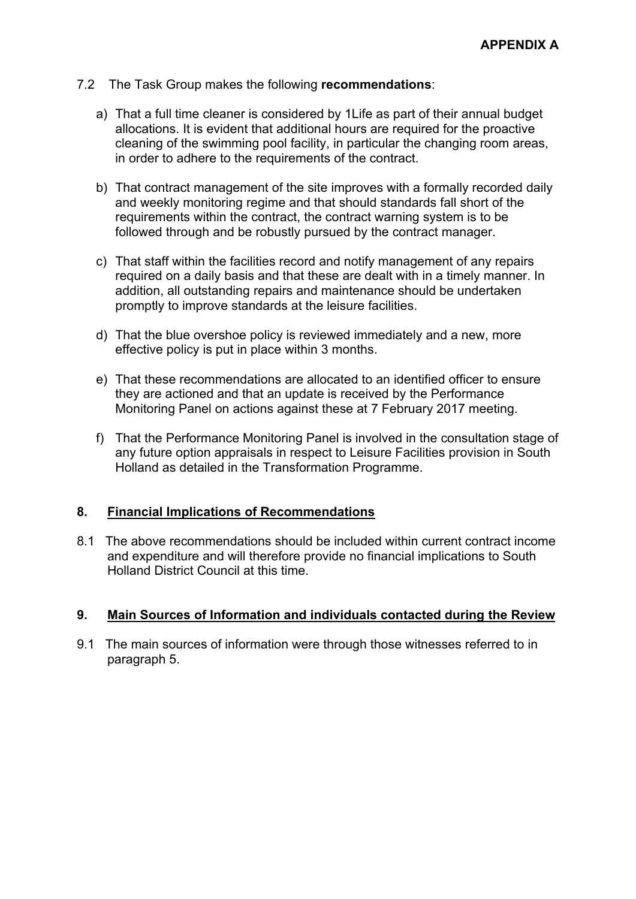**APPENDIX A**

7.2 The Task Group makes the following **recommendations**:

a) That a full time cleaner is considered by 1Life as part of their annual budget allocations. It is evident that additional hours are required for the proactive cleaning of the swimming pool facility, in particular the changing room areas, in order to adhere to the requirements of the contract.

b) That contract management of the site improves with a formally recorded daily and weekly monitoring regime and that should standards fall short of the requirements within the contract, the contract warning system is to be followed through and be robustly pursued by the contract manager.

c) That staff within the facilities record and notify management of any repairs required on a daily basis and that these are dealt with in a timely manner. In addition, all outstanding repairs and maintenance should be undertaken promptly to improve standards at the leisure facilities.

d) That the blue overshoe policy is reviewed immediately and a new, more effective policy is put in place within 3 months.

e) That these recommendations are allocated to an identified officer to ensure they are actioned and that an update is received by the Performance Monitoring Panel on actions against these at 7 February 2017 meeting.

f) That the Performance Monitoring Panel is involved in the consultation stage of any future option appraisals in respect to Leisure Facilities provision in South Holland as detailed in the Transformation Programme.

## 8. Financial Implications of Recommendations

8.1 The above recommendations should be included within current contract income and expenditure and will therefore provide no financial implications to South Holland District Council at this time.

## 9. Main Sources of Information and individuals contacted during the Review

9.1 The main sources of information were through those witnesses referred to in paragraph 5.